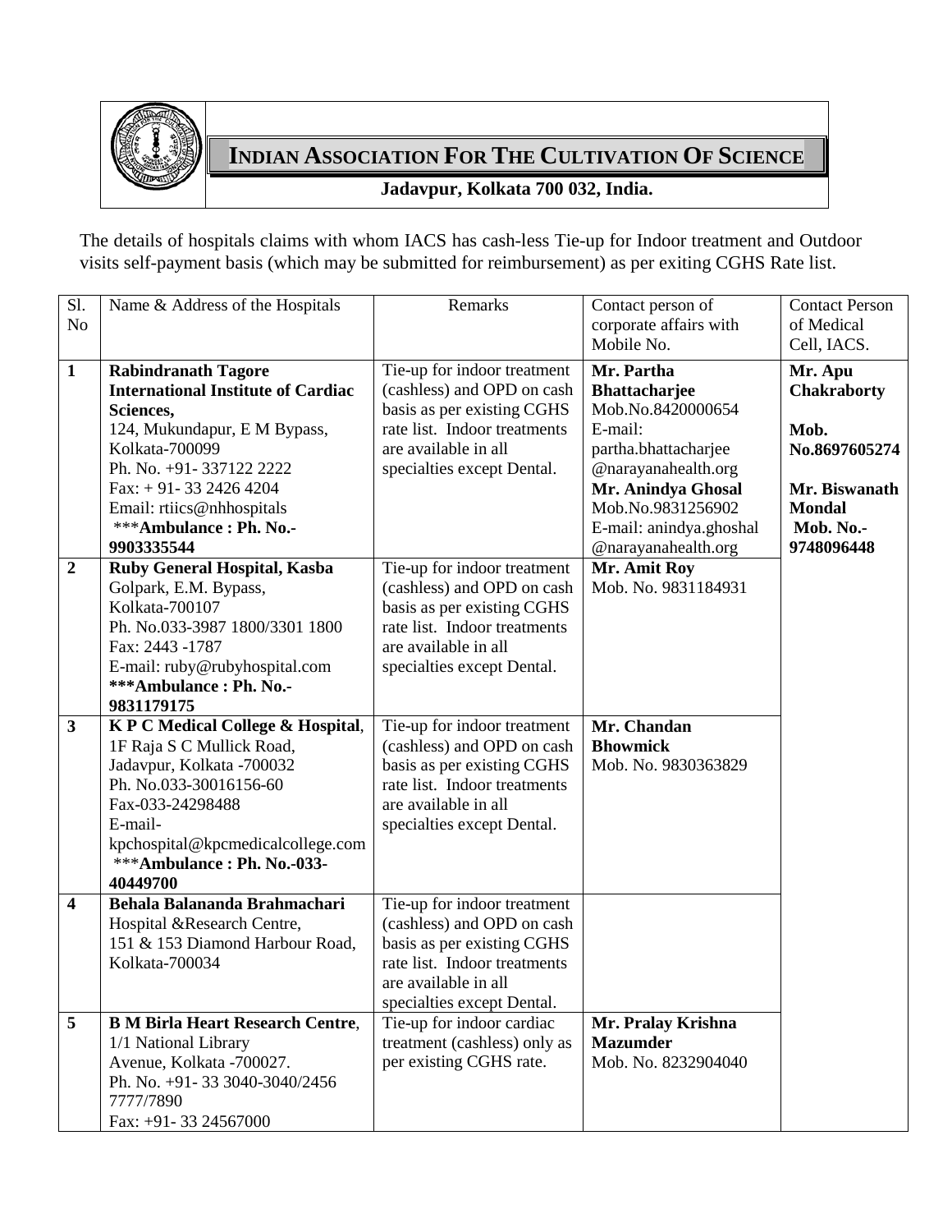# INDIAN ASSOCIATION FOR THE CULTIVATION OF SCIENCE

**Jadavpur, Kolkata 700 032, India.**

The details of hospitals claims with whom IACS has cash-less Tie-up for Indoor treatment and Outdoor visits self-payment basis (which may be submitted for reimbursement) as per exiting CGHS Rate list.

| Sl. No | Name & Address of the Hospitals | Remarks | Contact person of corporate affairs with Mobile No. | Contact Person of Medical Cell, IACS. |
|---|---|---|---|---|
| **1** | **Rabindranath Tagore International Institute of Cardiac Sciences,** 124, Mukundapur, E M Bypass, Kolkata-700099 Ph. No. +91- 337122 2222 Fax: + 91- 33 2426 4204 Email: rtiics@nhhospitals ***Ambulance : Ph. No.- 9903335544** | Tie-up for indoor treatment (cashless) and OPD on cash basis as per existing CGHS rate list. Indoor treatments are available in all specialties except Dental. | **Mr. Partha Bhattacharjee** Mob.No.8420000654 E-mail: partha.bhattacharjee @narayanahealth.org **Mr. Anindya Ghosal** Mob.No.9831256902 E-mail: anindya.ghoshal @narayanahealth.org | **Mr. Apu Chakraborty** **Mob. No.8697605274** **Mr. Biswanath Mondal Mob. No.- 9748096448** |
| **2** | **Ruby General Hospital, Kasba** Golpark, E.M. Bypass, Kolkata-700107 Ph. No.033-3987 1800/3301 1800 Fax: 2443 -1787 E-mail: ruby@rubyhospital.com **\*\*\*Ambulance : Ph. No.- 9831179175** | Tie-up for indoor treatment (cashless) and OPD on cash basis as per existing CGHS rate list. Indoor treatments are available in all specialties except Dental. | **Mr. Amit Roy** Mob. No. 9831184931 | |
| **3** | **K P C Medical College & Hospital**, 1F Raja S C Mullick Road, Jadavpur, Kolkata -700032 Ph. No.033-30016156-60 Fax-033-24298488 E-mail- kpchospital@kpcmedicalcollege.com ***Ambulance : Ph. No.-033- 40449700** | Tie-up for indoor treatment (cashless) and OPD on cash basis as per existing CGHS rate list. Indoor treatments are available in all specialties except Dental. | **Mr. Chandan Bhowmick** Mob. No. 9830363829 | |
| **4** | **Behala Balananda Brahmachari** Hospital &Research Centre, 151 & 153 Diamond Harbour Road, Kolkata-700034 | Tie-up for indoor treatment (cashless) and OPD on cash basis as per existing CGHS rate list. Indoor treatments are available in all specialties except Dental. | | |
| **5** | **B M Birla Heart Research Centre**, 1/1 National Library Avenue, Kolkata -700027. Ph. No. +91- 33 3040-3040/2456 7777/7890 Fax: +91- 33 24567000 | Tie-up for indoor cardiac treatment (cashless) only as per existing CGHS rate. | **Mr. Pralay Krishna Mazumder** Mob. No. 8232904040 | |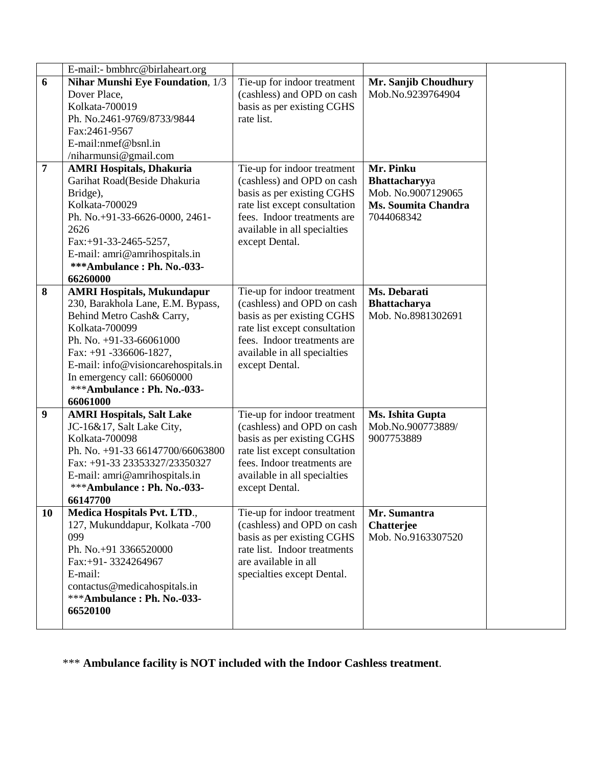| | | | | |
|---|---|---|---|---|
| | E-mail:- bmbhrc@birlaheart.org | | | |
| **6** | **Nihar Munshi Eye Foundation**, 1/3 Dover Place, Kolkata-700019 Ph. No.2461-9769/8733/9844 Fax:2461-9567 E-mail:nmef@bsnl.in /niharmunsi@gmail.com | Tie-up for indoor treatment (cashless) and OPD on cash basis as per existing CGHS rate list. | **Mr. Sanjib Choudhury** Mob.No.9239764904 | |
| **7** | **AMRI Hospitals, Dhakuria** Garihat Road(Beside Dhakuria Bridge), Kolkata-700029 Ph. No.+91-33-6626-0000, 2461-2626 Fax:+91-33-2465-5257, E-mail: amri@amrihospitals.in **\*\*\*Ambulance : Ph. No.-033-66260000** | Tie-up for indoor treatment (cashless) and OPD on cash basis as per existing CGHS rate list except consultation fees. Indoor treatments are available in all specialties except Dental. | **Mr. Pinku Bhattacharyya** Mob. No.9007129065 **Ms. Soumita Chandra** 7044068342 | |
| **8** | **AMRI Hospitals, Mukundapur** 230, Barakhola Lane, E.M. Bypass, Behind Metro Cash& Carry, Kolkata-700099 Ph. No. +91-33-66061000 Fax: +91 -336606-1827, E-mail: info@visioncarehospitals.in In emergency call: 66060000 \*\*\***Ambulance : Ph. No.-033-66061000** | Tie-up for indoor treatment (cashless) and OPD on cash basis as per existing CGHS rate list except consultation fees. Indoor treatments are available in all specialties except Dental. | **Ms. Debarati Bhattacharya** Mob. No.8981302691 | |
| **9** | **AMRI Hospitals, Salt Lake** JC-16&17, Salt Lake City, Kolkata-700098 Ph. No. +91-33 66147700/66063800 Fax: +91-33 23353327/23350327 E-mail: amri@amrihospitals.in \*\*\***Ambulance : Ph. No.-033-66147700** | Tie-up for indoor treatment (cashless) and OPD on cash basis as per existing CGHS rate list except consultation fees. Indoor treatments are available in all specialties except Dental. | **Ms. Ishita Gupta** Mob.No.900773889/ 9007753889 | |
| **10** | **Medica Hospitals Pvt. LTD**., 127, Mukunddapur, Kolkata -700 099 Ph. No.+91 3366520000 Fax:+91- 3324264967 E-mail: contactus@medicahospitals.in \*\*\***Ambulance : Ph. No.-033-66520100** | Tie-up for indoor treatment (cashless) and OPD on cash basis as per existing CGHS rate list. Indoor treatments are available in all specialties except Dental. | **Mr. Sumantra Chatterjee** Mob. No.9163307520 | |

\*\*\* **Ambulance facility is NOT included with the Indoor Cashless treatment**.